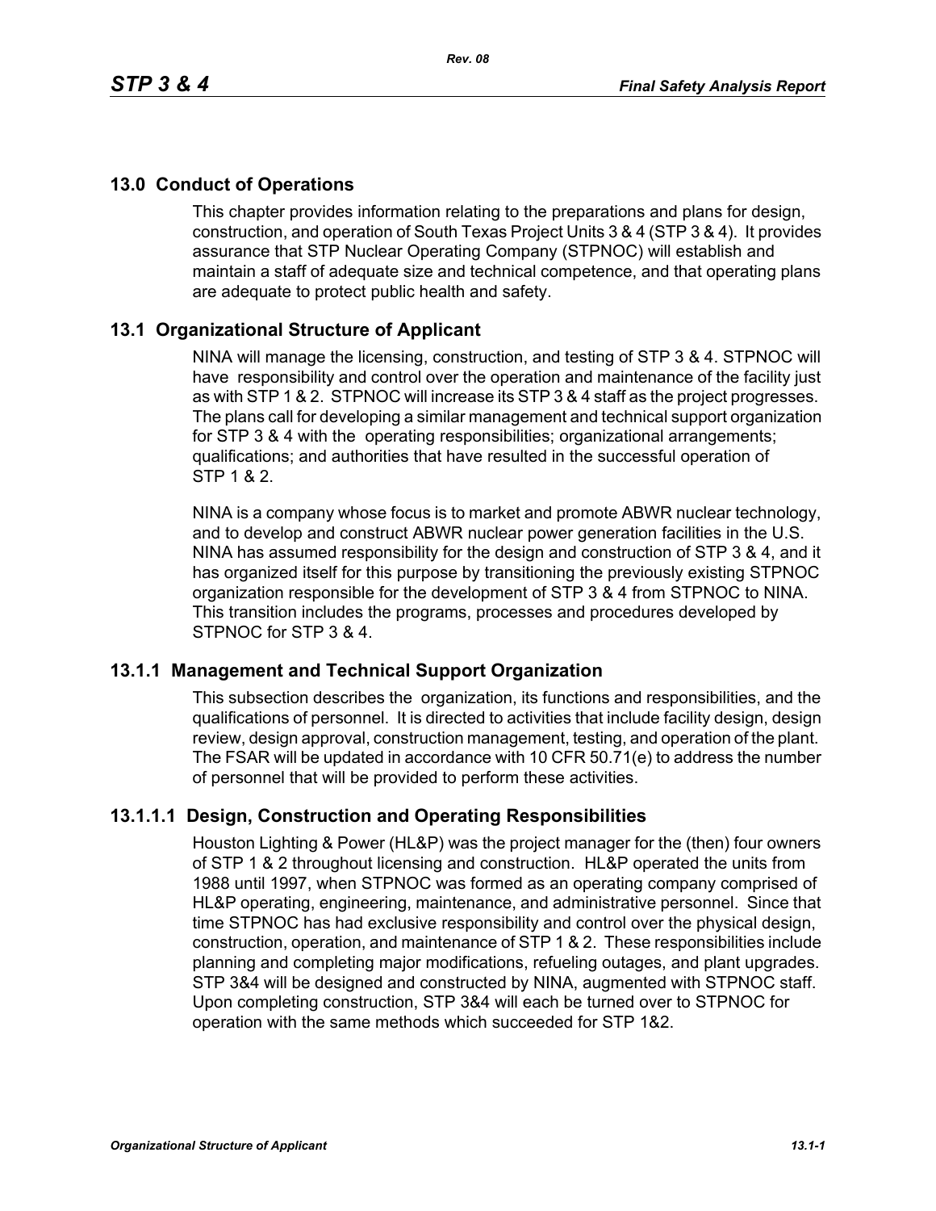# 13.0 Conduct of Operations

This chapter provides information relating to the preparations and plans for design, construction, and operation of South Texas Project Units 3 & 4 (STP 3 & 4). It provides assurance that STP Nuclear Operating Company (STPNOC) will establish and maintain a staff of adequate size and technical competence, and that operating plans are adequate to protect public health and safety.

## 13.1 Organizational Structure of Applicant

NINA will manage the licensing, construction, and testing of STP 3 & 4. STPNOC will have responsibility and control over the operation and maintenance of the facility just as with STP 1 & 2. STPNOC will increase its STP 3 & 4 staff as the project progresses. The plans call for developing a similar management and technical support organization for STP 3 & 4 with the operating responsibilities; organizational arrangements; qualifications; and authorities that have resulted in the successful operation of STP 1 & 2.

NINA is a company whose focus is to market and promote ABWR nuclear technology, and to develop and construct ABWR nuclear power generation facilities in the U.S. NINA has assumed responsibility for the design and construction of STP 3 & 4, and it has organized itself for this purpose by transitioning the previously existing STPNOC organization responsible for the development of STP 3 & 4 from STPNOC to NINA. This transition includes the programs, processes and procedures developed by STPNOC for STP 3 & 4.

### 13.1.1 Management and Technical Support Organization

This subsection describes the organization, its functions and responsibilities, and the qualifications of personnel. It is directed to activities that include facility design, design review, design approval, construction management, testing, and operation of the plant. The FSAR will be updated in accordance with 10 CFR 50.71(e) to address the number of personnel that will be provided to perform these activities.

#### 13.1.1.1 Design, Construction and Operating Responsibilities

Houston Lighting & Power (HL&P) was the project manager for the (then) four owners of STP 1 & 2 throughout licensing and construction. HL&P operated the units from 1988 until 1997, when STPNOC was formed as an operating company comprised of HL&P operating, engineering, maintenance, and administrative personnel. Since that time STPNOC has had exclusive responsibility and control over the physical design, construction, operation, and maintenance of STP 1 & 2. These responsibilities include planning and completing major modifications, refueling outages, and plant upgrades. STP 3&4 will be designed and constructed by NINA, augmented with STPNOC staff. Upon completing construction, STP 3&4 will each be turned over to STPNOC for operation with the same methods which succeeded for STP 1&2.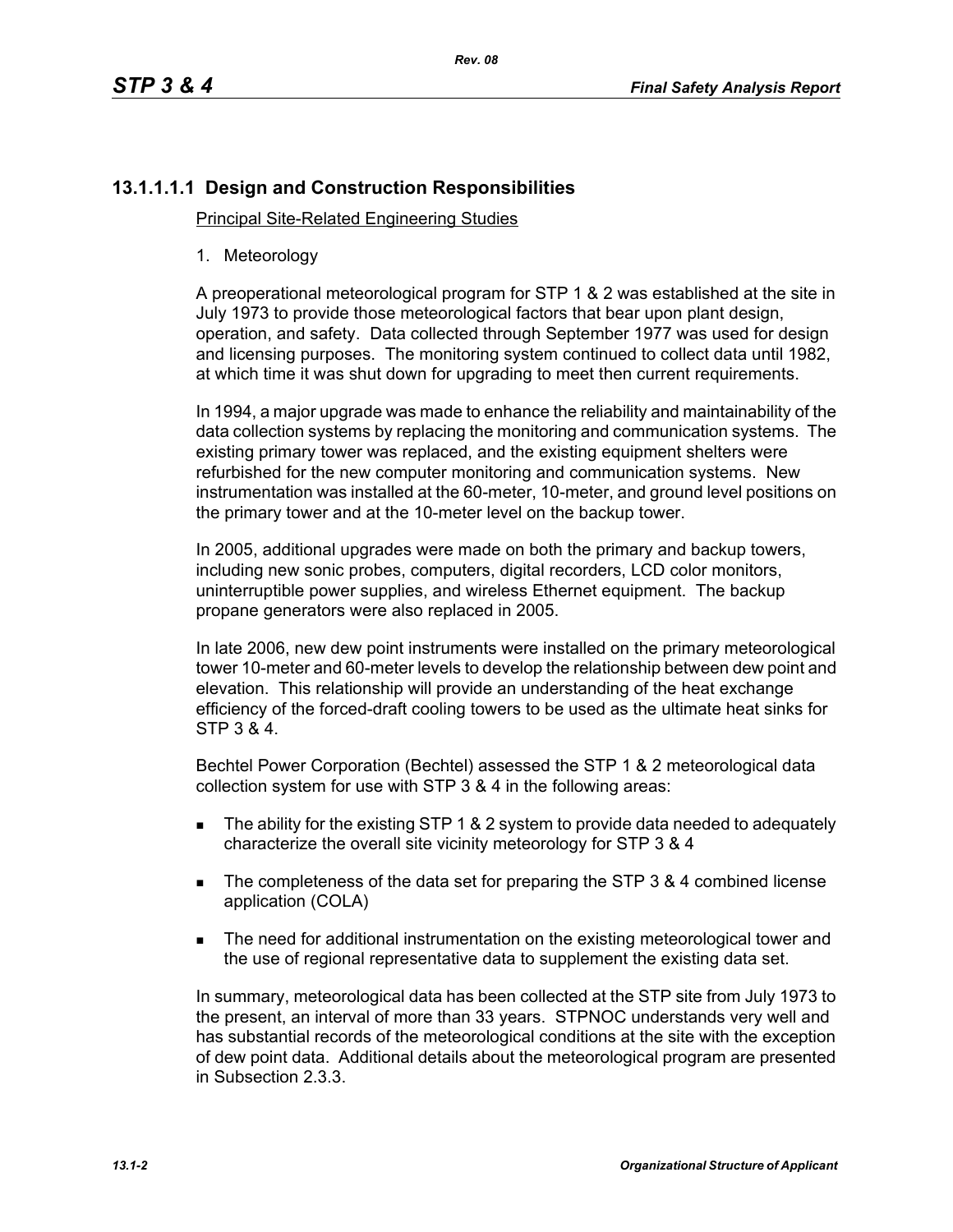## 13.1.1.1.1 Design and Construction Responsibilities

Principal Site-Related Engineering Studies

1. Meteorology

A preoperational meteorological program for STP 1 & 2 was established at the site in July 1973 to provide those meteorological factors that bear upon plant design, operation, and safety. Data collected through September 1977 was used for design and licensing purposes. The monitoring system continued to collect data until 1982, at which time it was shut down for upgrading to meet then current requirements.

In 1994, a major upgrade was made to enhance the reliability and maintainability of the data collection systems by replacing the monitoring and communication systems. The existing primary tower was replaced, and the existing equipment shelters were refurbished for the new computer monitoring and communication systems. New instrumentation was installed at the 60-meter, 10-meter, and ground level positions on the primary tower and at the 10-meter level on the backup tower.

In 2005, additional upgrades were made on both the primary and backup towers, including new sonic probes, computers, digital recorders, LCD color monitors, uninterruptible power supplies, and wireless Ethernet equipment. The backup propane generators were also replaced in 2005.

In late 2006, new dew point instruments were installed on the primary meteorological tower 10-meter and 60-meter levels to develop the relationship between dew point and elevation. This relationship will provide an understanding of the heat exchange efficiency of the forced-draft cooling towers to be used as the ultimate heat sinks for STP 3 & 4.

Bechtel Power Corporation (Bechtel) assessed the STP 1 & 2 meteorological data collection system for use with STP 3 & 4 in the following areas:

- The ability for the existing STP 1 & 2 system to provide data needed to adequately characterize the overall site vicinity meteorology for STP 3 & 4
- The completeness of the data set for preparing the STP 3 & 4 combined license application (COLA)
- The need for additional instrumentation on the existing meteorological tower and the use of regional representative data to supplement the existing data set.

In summary, meteorological data has been collected at the STP site from July 1973 to the present, an interval of more than 33 years. STPNOC understands very well and has substantial records of the meteorological conditions at the site with the exception of dew point data. Additional details about the meteorological program are presented in Subsection 2.3.3.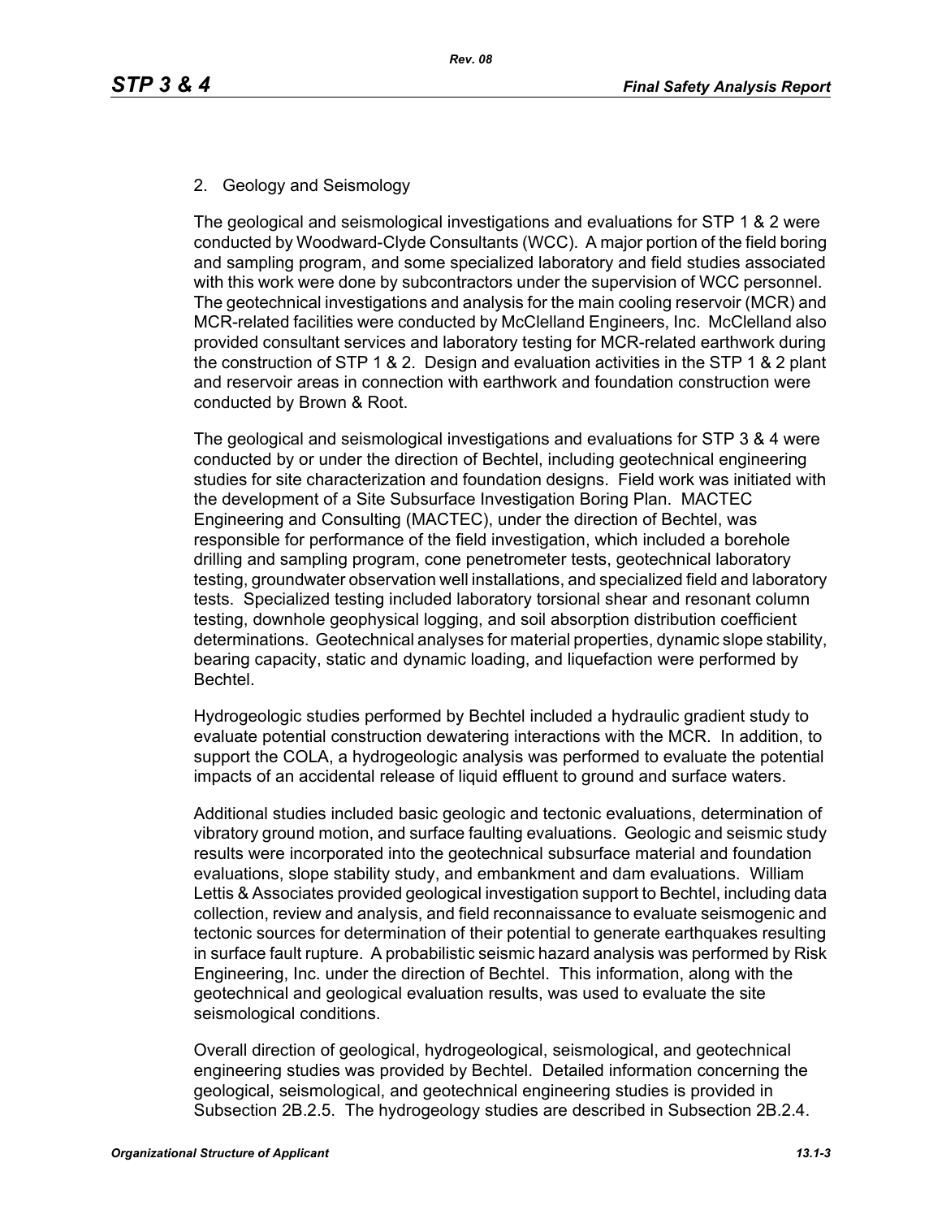2. Geology and Seismology

The geological and seismological investigations and evaluations for STP 1 & 2 were conducted by Woodward-Clyde Consultants (WCC). A major portion of the field boring and sampling program, and some specialized laboratory and field studies associated with this work were done by subcontractors under the supervision of WCC personnel. The geotechnical investigations and analysis for the main cooling reservoir (MCR) and MCR-related facilities were conducted by McClelland Engineers, Inc. McClelland also provided consultant services and laboratory testing for MCR-related earthwork during the construction of STP 1 & 2. Design and evaluation activities in the STP 1 & 2 plant and reservoir areas in connection with earthwork and foundation construction were conducted by Brown & Root.

The geological and seismological investigations and evaluations for STP 3 & 4 were conducted by or under the direction of Bechtel, including geotechnical engineering studies for site characterization and foundation designs. Field work was initiated with the development of a Site Subsurface Investigation Boring Plan. MACTEC Engineering and Consulting (MACTEC), under the direction of Bechtel, was responsible for performance of the field investigation, which included a borehole drilling and sampling program, cone penetrometer tests, geotechnical laboratory testing, groundwater observation well installations, and specialized field and laboratory tests. Specialized testing included laboratory torsional shear and resonant column testing, downhole geophysical logging, and soil absorption distribution coefficient determinations. Geotechnical analyses for material properties, dynamic slope stability, bearing capacity, static and dynamic loading, and liquefaction were performed by Bechtel.

Hydrogeologic studies performed by Bechtel included a hydraulic gradient study to evaluate potential construction dewatering interactions with the MCR. In addition, to support the COLA, a hydrogeologic analysis was performed to evaluate the potential impacts of an accidental release of liquid effluent to ground and surface waters.

Additional studies included basic geologic and tectonic evaluations, determination of vibratory ground motion, and surface faulting evaluations. Geologic and seismic study results were incorporated into the geotechnical subsurface material and foundation evaluations, slope stability study, and embankment and dam evaluations. William Lettis & Associates provided geological investigation support to Bechtel, including data collection, review and analysis, and field reconnaissance to evaluate seismogenic and tectonic sources for determination of their potential to generate earthquakes resulting in surface fault rupture. A probabilistic seismic hazard analysis was performed by Risk Engineering, Inc. under the direction of Bechtel. This information, along with the geotechnical and geological evaluation results, was used to evaluate the site seismological conditions.

Overall direction of geological, hydrogeological, seismological, and geotechnical engineering studies was provided by Bechtel. Detailed information concerning the geological, seismological, and geotechnical engineering studies is provided in Subsection 2B.2.5. The hydrogeology studies are described in Subsection 2B.2.4.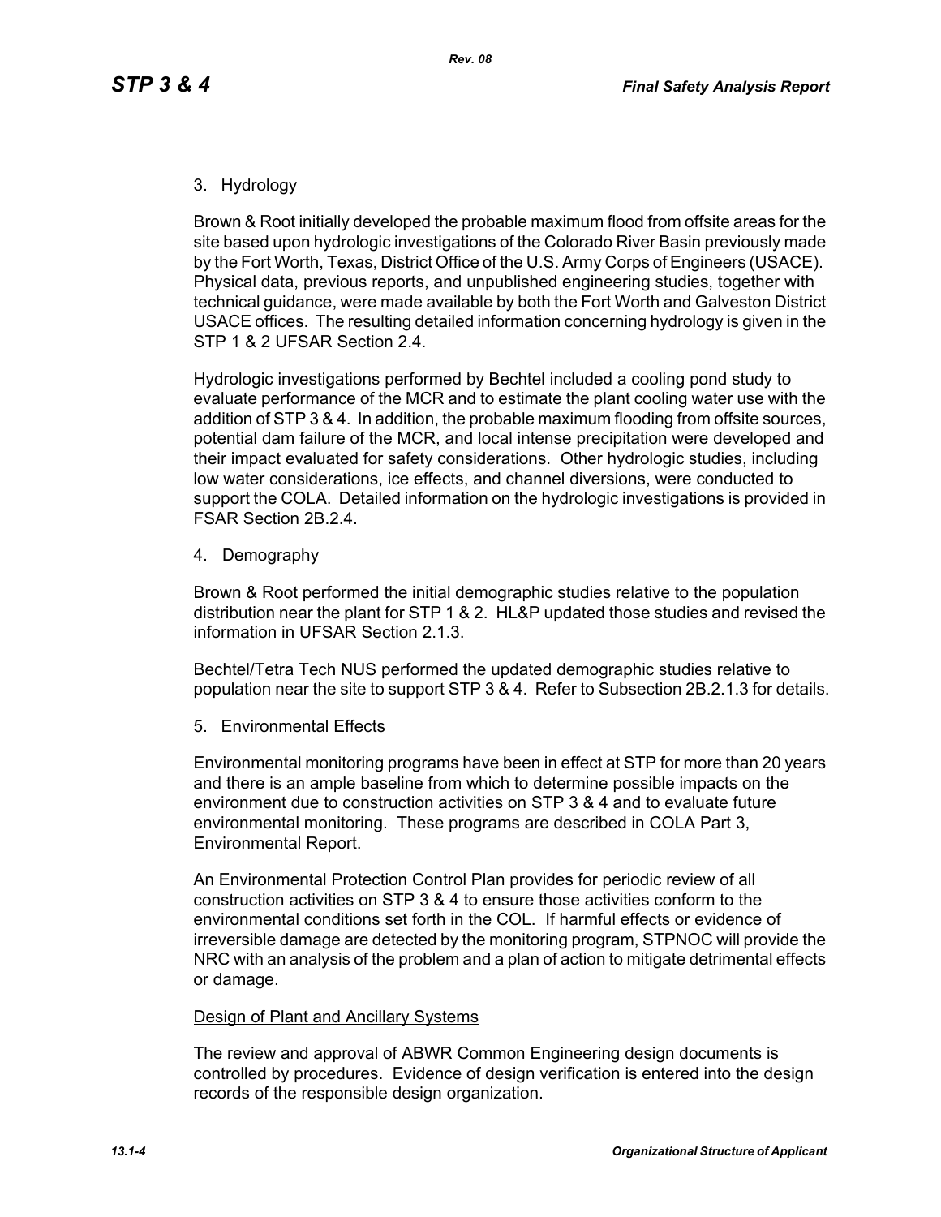3. Hydrology

Brown & Root initially developed the probable maximum flood from offsite areas for the site based upon hydrologic investigations of the Colorado River Basin previously made by the Fort Worth, Texas, District Office of the U.S. Army Corps of Engineers (USACE). Physical data, previous reports, and unpublished engineering studies, together with technical guidance, were made available by both the Fort Worth and Galveston District USACE offices. The resulting detailed information concerning hydrology is given in the STP 1 & 2 UFSAR Section 2.4.

Hydrologic investigations performed by Bechtel included a cooling pond study to evaluate performance of the MCR and to estimate the plant cooling water use with the addition of STP 3 & 4. In addition, the probable maximum flooding from offsite sources, potential dam failure of the MCR, and local intense precipitation were developed and their impact evaluated for safety considerations. Other hydrologic studies, including low water considerations, ice effects, and channel diversions, were conducted to support the COLA. Detailed information on the hydrologic investigations is provided in FSAR Section 2B.2.4.

4. Demography

Brown & Root performed the initial demographic studies relative to the population distribution near the plant for STP 1 & 2. HL&P updated those studies and revised the information in UFSAR Section 2.1.3.

Bechtel/Tetra Tech NUS performed the updated demographic studies relative to population near the site to support STP 3 & 4. Refer to Subsection 2B.2.1.3 for details.

5. Environmental Effects

Environmental monitoring programs have been in effect at STP for more than 20 years and there is an ample baseline from which to determine possible impacts on the environment due to construction activities on STP 3 & 4 and to evaluate future environmental monitoring. These programs are described in COLA Part 3, Environmental Report.

An Environmental Protection Control Plan provides for periodic review of all construction activities on STP 3 & 4 to ensure those activities conform to the environmental conditions set forth in the COL. If harmful effects or evidence of irreversible damage are detected by the monitoring program, STPNOC will provide the NRC with an analysis of the problem and a plan of action to mitigate detrimental effects or damage.

Design of Plant and Ancillary Systems

The review and approval of ABWR Common Engineering design documents is controlled by procedures. Evidence of design verification is entered into the design records of the responsible design organization.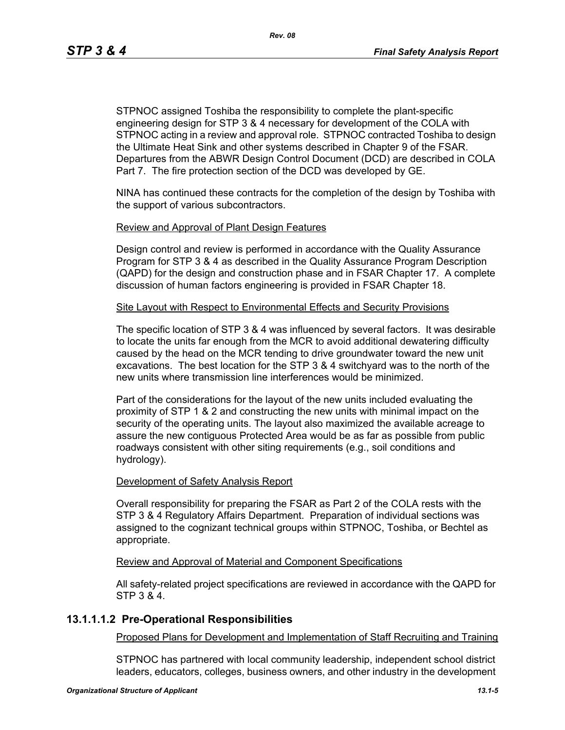STPNOC assigned Toshiba the responsibility to complete the plant-specific engineering design for STP 3 & 4 necessary for development of the COLA with STPNOC acting in a review and approval role. STPNOC contracted Toshiba to design the Ultimate Heat Sink and other systems described in Chapter 9 of the FSAR. Departures from the ABWR Design Control Document (DCD) are described in COLA Part 7. The fire protection section of the DCD was developed by GE.

NINA has continued these contracts for the completion of the design by Toshiba with the support of various subcontractors.

Review and Approval of Plant Design Features

Design control and review is performed in accordance with the Quality Assurance Program for STP 3 & 4 as described in the Quality Assurance Program Description (QAPD) for the design and construction phase and in FSAR Chapter 17. A complete discussion of human factors engineering is provided in FSAR Chapter 18.

Site Layout with Respect to Environmental Effects and Security Provisions

The specific location of STP 3 & 4 was influenced by several factors. It was desirable to locate the units far enough from the MCR to avoid additional dewatering difficulty caused by the head on the MCR tending to drive groundwater toward the new unit excavations. The best location for the STP 3 & 4 switchyard was to the north of the new units where transmission line interferences would be minimized.

Part of the considerations for the layout of the new units included evaluating the proximity of STP 1 & 2 and constructing the new units with minimal impact on the security of the operating units. The layout also maximized the available acreage to assure the new contiguous Protected Area would be as far as possible from public roadways consistent with other siting requirements (e.g., soil conditions and hydrology).

Development of Safety Analysis Report

Overall responsibility for preparing the FSAR as Part 2 of the COLA rests with the STP 3 & 4 Regulatory Affairs Department. Preparation of individual sections was assigned to the cognizant technical groups within STPNOC, Toshiba, or Bechtel as appropriate.

Review and Approval of Material and Component Specifications

All safety-related project specifications are reviewed in accordance with the QAPD for STP 3 & 4.

### 13.1.1.1.2 Pre-Operational Responsibilities

Proposed Plans for Development and Implementation of Staff Recruiting and Training

STPNOC has partnered with local community leadership, independent school district leaders, educators, colleges, business owners, and other industry in the development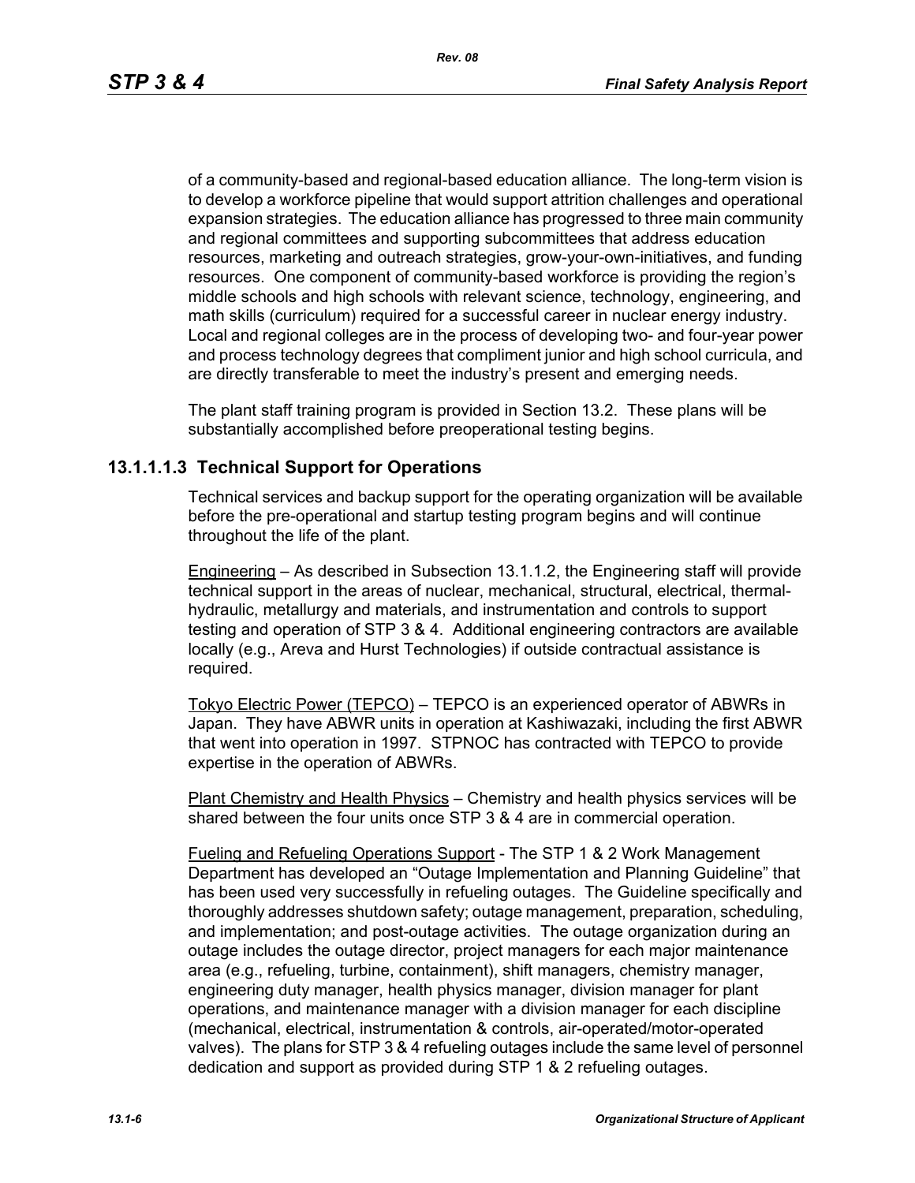of a community-based and regional-based education alliance. The long-term vision is to develop a workforce pipeline that would support attrition challenges and operational expansion strategies. The education alliance has progressed to three main community and regional committees and supporting subcommittees that address education resources, marketing and outreach strategies, grow-your-own-initiatives, and funding resources. One component of community-based workforce is providing the region's middle schools and high schools with relevant science, technology, engineering, and math skills (curriculum) required for a successful career in nuclear energy industry. Local and regional colleges are in the process of developing two- and four-year power and process technology degrees that compliment junior and high school curricula, and are directly transferable to meet the industry's present and emerging needs.

The plant staff training program is provided in Section 13.2. These plans will be substantially accomplished before preoperational testing begins.

### 13.1.1.1.3 Technical Support for Operations

Technical services and backup support for the operating organization will be available before the pre-operational and startup testing program begins and will continue throughout the life of the plant.

Engineering – As described in Subsection 13.1.1.2, the Engineering staff will provide technical support in the areas of nuclear, mechanical, structural, electrical, thermal-hydraulic, metallurgy and materials, and instrumentation and controls to support testing and operation of STP 3 & 4. Additional engineering contractors are available locally (e.g., Areva and Hurst Technologies) if outside contractual assistance is required.

Tokyo Electric Power (TEPCO) – TEPCO is an experienced operator of ABWRs in Japan. They have ABWR units in operation at Kashiwazaki, including the first ABWR that went into operation in 1997. STPNOC has contracted with TEPCO to provide expertise in the operation of ABWRs.

Plant Chemistry and Health Physics – Chemistry and health physics services will be shared between the four units once STP 3 & 4 are in commercial operation.

Fueling and Refueling Operations Support - The STP 1 & 2 Work Management Department has developed an "Outage Implementation and Planning Guideline" that has been used very successfully in refueling outages. The Guideline specifically and thoroughly addresses shutdown safety; outage management, preparation, scheduling, and implementation; and post-outage activities. The outage organization during an outage includes the outage director, project managers for each major maintenance area (e.g., refueling, turbine, containment), shift managers, chemistry manager, engineering duty manager, health physics manager, division manager for plant operations, and maintenance manager with a division manager for each discipline (mechanical, electrical, instrumentation & controls, air-operated/motor-operated valves). The plans for STP 3 & 4 refueling outages include the same level of personnel dedication and support as provided during STP 1 & 2 refueling outages.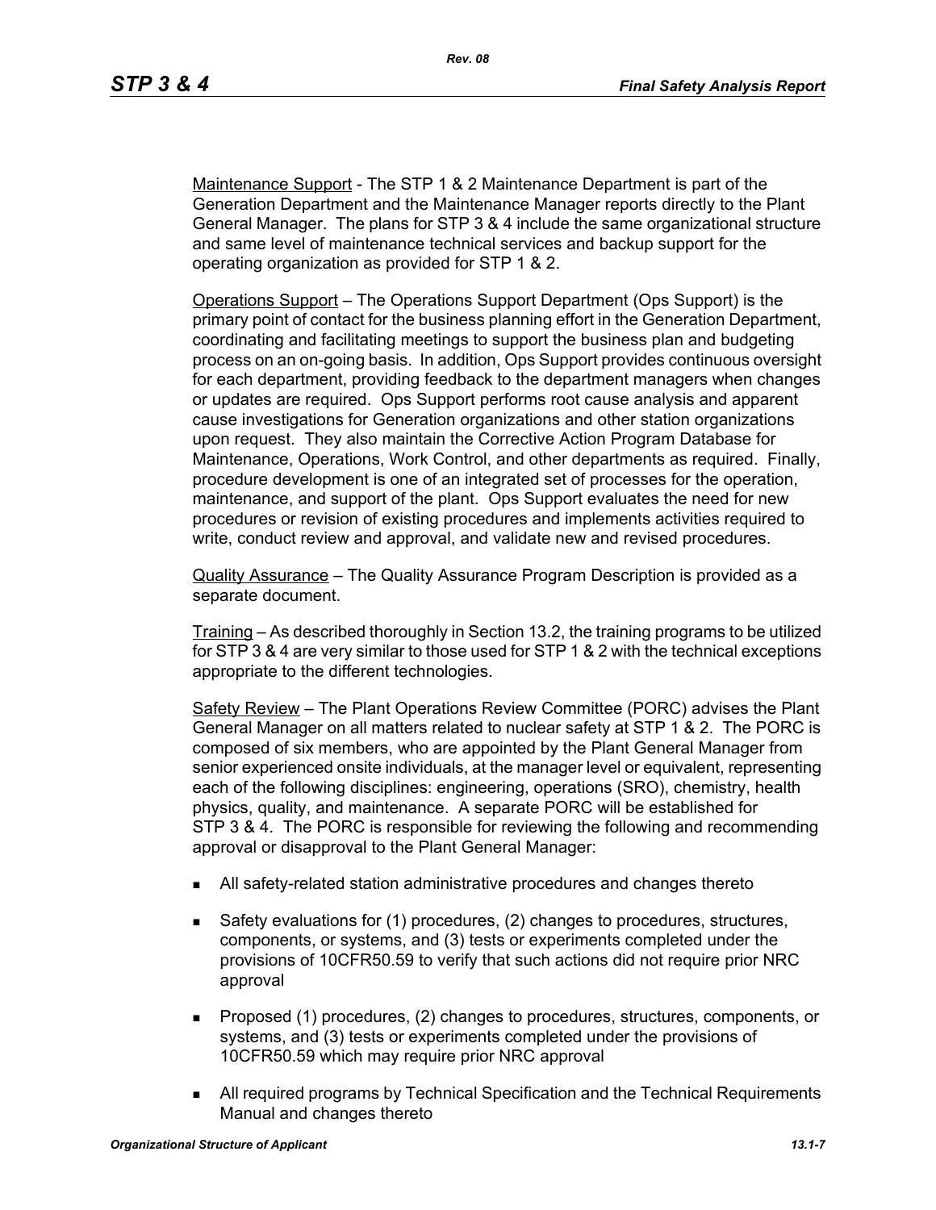<u>Maintenance Support</u> - The STP 1 & 2 Maintenance Department is part of the Generation Department and the Maintenance Manager reports directly to the Plant General Manager. The plans for STP 3 & 4 include the same organizational structure and same level of maintenance technical services and backup support for the operating organization as provided for STP 1 & 2.

<u>Operations Support</u> – The Operations Support Department (Ops Support) is the primary point of contact for the business planning effort in the Generation Department, coordinating and facilitating meetings to support the business plan and budgeting process on an on-going basis. In addition, Ops Support provides continuous oversight for each department, providing feedback to the department managers when changes or updates are required. Ops Support performs root cause analysis and apparent cause investigations for Generation organizations and other station organizations upon request. They also maintain the Corrective Action Program Database for Maintenance, Operations, Work Control, and other departments as required. Finally, procedure development is one of an integrated set of processes for the operation, maintenance, and support of the plant. Ops Support evaluates the need for new procedures or revision of existing procedures and implements activities required to write, conduct review and approval, and validate new and revised procedures.

<u>Quality Assurance</u> – The Quality Assurance Program Description is provided as a separate document.

<u>Training</u> – As described thoroughly in Section 13.2, the training programs to be utilized for STP 3 & 4 are very similar to those used for STP 1 & 2 with the technical exceptions appropriate to the different technologies.

<u>Safety Review</u> – The Plant Operations Review Committee (PORC) advises the Plant General Manager on all matters related to nuclear safety at STP 1 & 2. The PORC is composed of six members, who are appointed by the Plant General Manager from senior experienced onsite individuals, at the manager level or equivalent, representing each of the following disciplines: engineering, operations (SRO), chemistry, health physics, quality, and maintenance. A separate PORC will be established for STP 3 & 4. The PORC is responsible for reviewing the following and recommending approval or disapproval to the Plant General Manager:

- All safety-related station administrative procedures and changes thereto
- Safety evaluations for (1) procedures, (2) changes to procedures, structures, components, or systems, and (3) tests or experiments completed under the provisions of 10CFR50.59 to verify that such actions did not require prior NRC approval
- Proposed (1) procedures, (2) changes to procedures, structures, components, or systems, and (3) tests or experiments completed under the provisions of 10CFR50.59 which may require prior NRC approval
- All required programs by Technical Specification and the Technical Requirements Manual and changes thereto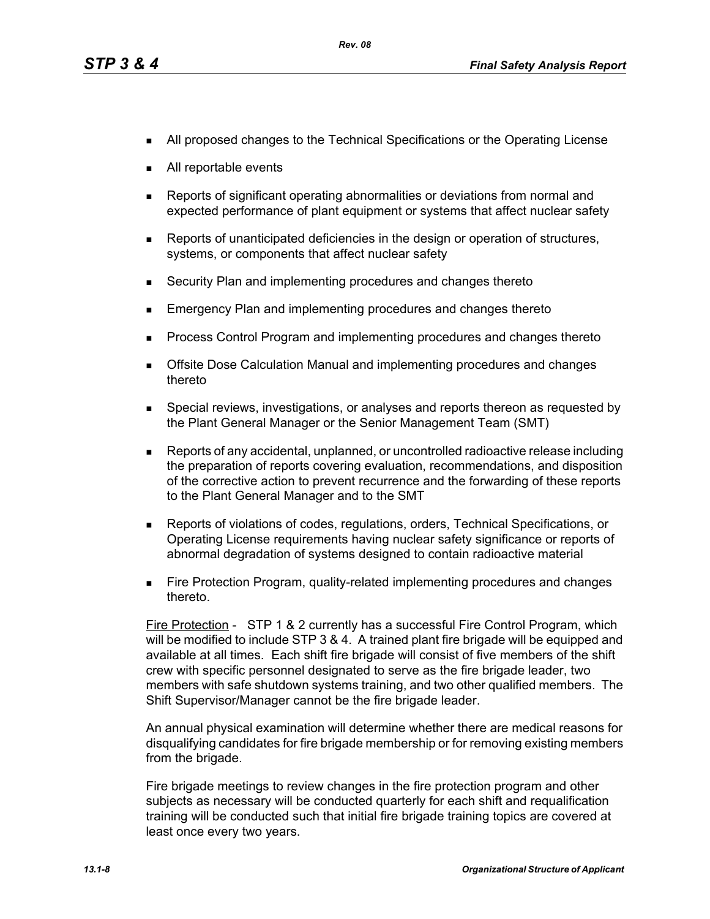- All proposed changes to the Technical Specifications or the Operating License
- All reportable events
- Reports of significant operating abnormalities or deviations from normal and expected performance of plant equipment or systems that affect nuclear safety
- Reports of unanticipated deficiencies in the design or operation of structures, systems, or components that affect nuclear safety
- Security Plan and implementing procedures and changes thereto
- Emergency Plan and implementing procedures and changes thereto
- Process Control Program and implementing procedures and changes thereto
- Offsite Dose Calculation Manual and implementing procedures and changes thereto
- Special reviews, investigations, or analyses and reports thereon as requested by the Plant General Manager or the Senior Management Team (SMT)
- Reports of any accidental, unplanned, or uncontrolled radioactive release including the preparation of reports covering evaluation, recommendations, and disposition of the corrective action to prevent recurrence and the forwarding of these reports to the Plant General Manager and to the SMT
- Reports of violations of codes, regulations, orders, Technical Specifications, or Operating License requirements having nuclear safety significance or reports of abnormal degradation of systems designed to contain radioactive material
- Fire Protection Program, quality-related implementing procedures and changes thereto.

Fire Protection - STP 1 & 2 currently has a successful Fire Control Program, which will be modified to include STP 3 & 4. A trained plant fire brigade will be equipped and available at all times. Each shift fire brigade will consist of five members of the shift crew with specific personnel designated to serve as the fire brigade leader, two members with safe shutdown systems training, and two other qualified members. The Shift Supervisor/Manager cannot be the fire brigade leader.

An annual physical examination will determine whether there are medical reasons for disqualifying candidates for fire brigade membership or for removing existing members from the brigade.

Fire brigade meetings to review changes in the fire protection program and other subjects as necessary will be conducted quarterly for each shift and requalification training will be conducted such that initial fire brigade training topics are covered at least once every two years.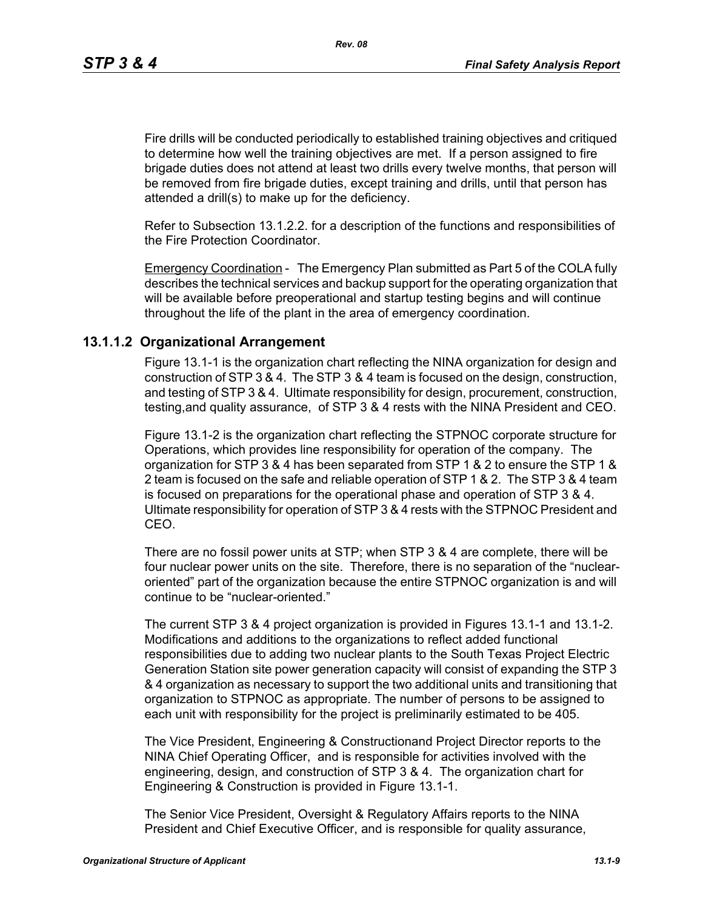Fire drills will be conducted periodically to established training objectives and critiqued to determine how well the training objectives are met. If a person assigned to fire brigade duties does not attend at least two drills every twelve months, that person will be removed from fire brigade duties, except training and drills, until that person has attended a drill(s) to make up for the deficiency.

Refer to Subsection 13.1.2.2. for a description of the functions and responsibilities of the Fire Protection Coordinator.

Emergency Coordination - The Emergency Plan submitted as Part 5 of the COLA fully describes the technical services and backup support for the operating organization that will be available before preoperational and startup testing begins and will continue throughout the life of the plant in the area of emergency coordination.

### 13.1.1.2 Organizational Arrangement

Figure 13.1-1 is the organization chart reflecting the NINA organization for design and construction of STP 3 & 4. The STP 3 & 4 team is focused on the design, construction, and testing of STP 3 & 4. Ultimate responsibility for design, procurement, construction, testing,and quality assurance, of STP 3 & 4 rests with the NINA President and CEO.

Figure 13.1-2 is the organization chart reflecting the STPNOC corporate structure for Operations, which provides line responsibility for operation of the company. The organization for STP 3 & 4 has been separated from STP 1 & 2 to ensure the STP 1 & 2 team is focused on the safe and reliable operation of STP 1 & 2. The STP 3 & 4 team is focused on preparations for the operational phase and operation of STP 3 & 4. Ultimate responsibility for operation of STP 3 & 4 rests with the STPNOC President and CEO.

There are no fossil power units at STP; when STP 3 & 4 are complete, there will be four nuclear power units on the site. Therefore, there is no separation of the "nuclear-oriented" part of the organization because the entire STPNOC organization is and will continue to be "nuclear-oriented."

The current STP 3 & 4 project organization is provided in Figures 13.1-1 and 13.1-2. Modifications and additions to the organizations to reflect added functional responsibilities due to adding two nuclear plants to the South Texas Project Electric Generation Station site power generation capacity will consist of expanding the STP 3 & 4 organization as necessary to support the two additional units and transitioning that organization to STPNOC as appropriate. The number of persons to be assigned to each unit with responsibility for the project is preliminarily estimated to be 405.

The Vice President, Engineering & Constructionand Project Director reports to the NINA Chief Operating Officer, and is responsible for activities involved with the engineering, design, and construction of STP 3 & 4. The organization chart for Engineering & Construction is provided in Figure 13.1-1.

The Senior Vice President, Oversight & Regulatory Affairs reports to the NINA President and Chief Executive Officer, and is responsible for quality assurance,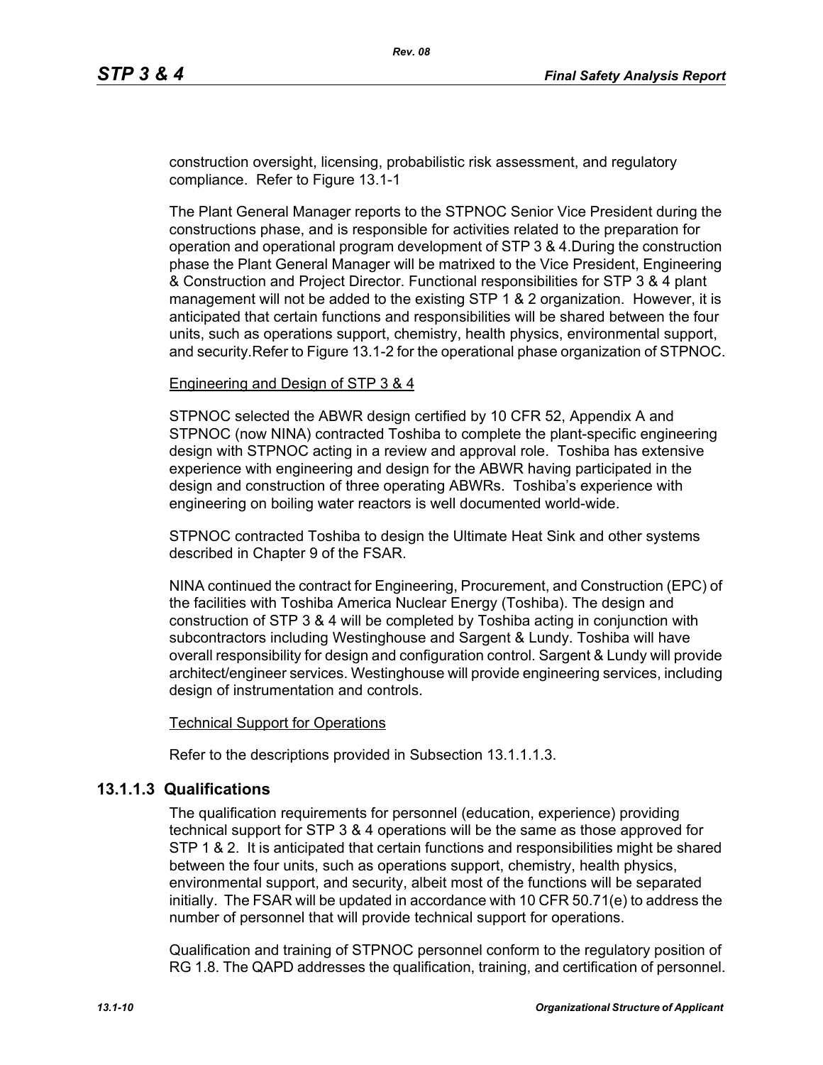construction oversight, licensing, probabilistic risk assessment, and regulatory compliance.  Refer to Figure 13.1-1

The Plant General Manager reports to the STPNOC Senior Vice President during the constructions phase, and is responsible for activities related to the preparation for operation and operational program development of STP 3 & 4.During the construction phase the Plant General Manager will be matrixed to the Vice President, Engineering & Construction and Project Director. Functional responsibilities for STP 3 & 4 plant management will not be added to the existing STP 1 & 2 organization.  However, it is anticipated that certain functions and responsibilities will be shared between the four units, such as operations support, chemistry, health physics, environmental support, and security.Refer to Figure 13.1-2 for the operational phase organization of STPNOC.

Engineering and Design of STP 3 & 4

STPNOC selected the ABWR design certified by 10 CFR 52, Appendix A and STPNOC (now NINA) contracted Toshiba to complete the plant-specific engineering design with STPNOC acting in a review and approval role.  Toshiba has extensive experience with engineering and design for the ABWR having participated in the design and construction of three operating ABWRs.  Toshiba's experience with engineering on boiling water reactors is well documented world-wide.

STPNOC contracted Toshiba to design the Ultimate Heat Sink and other systems described in Chapter 9 of the FSAR.

NINA continued the contract for Engineering, Procurement, and Construction (EPC) of the facilities with Toshiba America Nuclear Energy (Toshiba). The design and construction of STP 3 & 4 will be completed by Toshiba acting in conjunction with subcontractors including Westinghouse and Sargent & Lundy. Toshiba will have overall responsibility for design and configuration control. Sargent & Lundy will provide architect/engineer services. Westinghouse will provide engineering services, including design of instrumentation and controls.

Technical Support for Operations

Refer to the descriptions provided in Subsection 13.1.1.1.3.

### 13.1.1.3 Qualifications

The qualification requirements for personnel (education, experience) providing technical support for STP 3 & 4 operations will be the same as those approved for STP 1 & 2.  It is anticipated that certain functions and responsibilities might be shared between the four units, such as operations support, chemistry, health physics, environmental support, and security, albeit most of the functions will be separated initially.  The FSAR will be updated in accordance with 10 CFR 50.71(e) to address the number of personnel that will provide technical support for operations.

Qualification and training of STPNOC personnel conform to the regulatory position of RG 1.8. The QAPD addresses the qualification, training, and certification of personnel.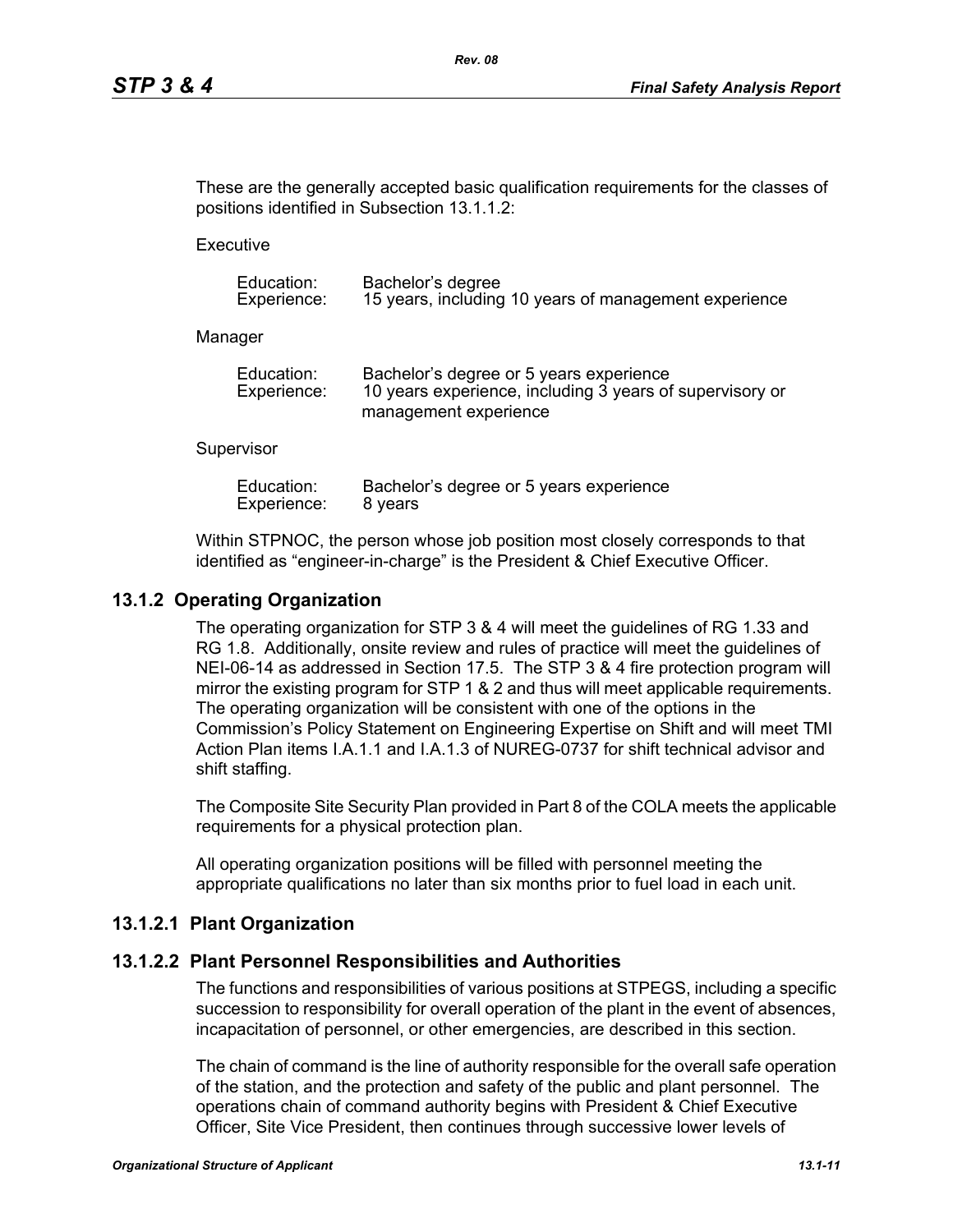These are the generally accepted basic qualification requirements for the classes of positions identified in Subsection 13.1.1.2:

Executive

| | |
|---|---|
| Education: | Bachelor's degree |
| Experience: | 15 years, including 10 years of management experience |

Manager

| | |
|---|---|
| Education: | Bachelor's degree or 5 years experience |
| Experience: | 10 years experience, including 3 years of supervisory or management experience |

Supervisor

| | |
|---|---|
| Education: | Bachelor's degree or 5 years experience |
| Experience: | 8 years |

Within STPNOC, the person whose job position most closely corresponds to that identified as "engineer-in-charge" is the President & Chief Executive Officer.

## 13.1.2 Operating Organization

The operating organization for STP 3 & 4 will meet the guidelines of RG 1.33 and RG 1.8. Additionally, onsite review and rules of practice will meet the guidelines of NEI-06-14 as addressed in Section 17.5. The STP 3 & 4 fire protection program will mirror the existing program for STP 1 & 2 and thus will meet applicable requirements. The operating organization will be consistent with one of the options in the Commission's Policy Statement on Engineering Expertise on Shift and will meet TMI Action Plan items I.A.1.1 and I.A.1.3 of NUREG-0737 for shift technical advisor and shift staffing.

The Composite Site Security Plan provided in Part 8 of the COLA meets the applicable requirements for a physical protection plan.

All operating organization positions will be filled with personnel meeting the appropriate qualifications no later than six months prior to fuel load in each unit.

### 13.1.2.1 Plant Organization

### 13.1.2.2 Plant Personnel Responsibilities and Authorities

The functions and responsibilities of various positions at STPEGS, including a specific succession to responsibility for overall operation of the plant in the event of absences, incapacitation of personnel, or other emergencies, are described in this section.

The chain of command is the line of authority responsible for the overall safe operation of the station, and the protection and safety of the public and plant personnel. The operations chain of command authority begins with President & Chief Executive Officer, Site Vice President, then continues through successive lower levels of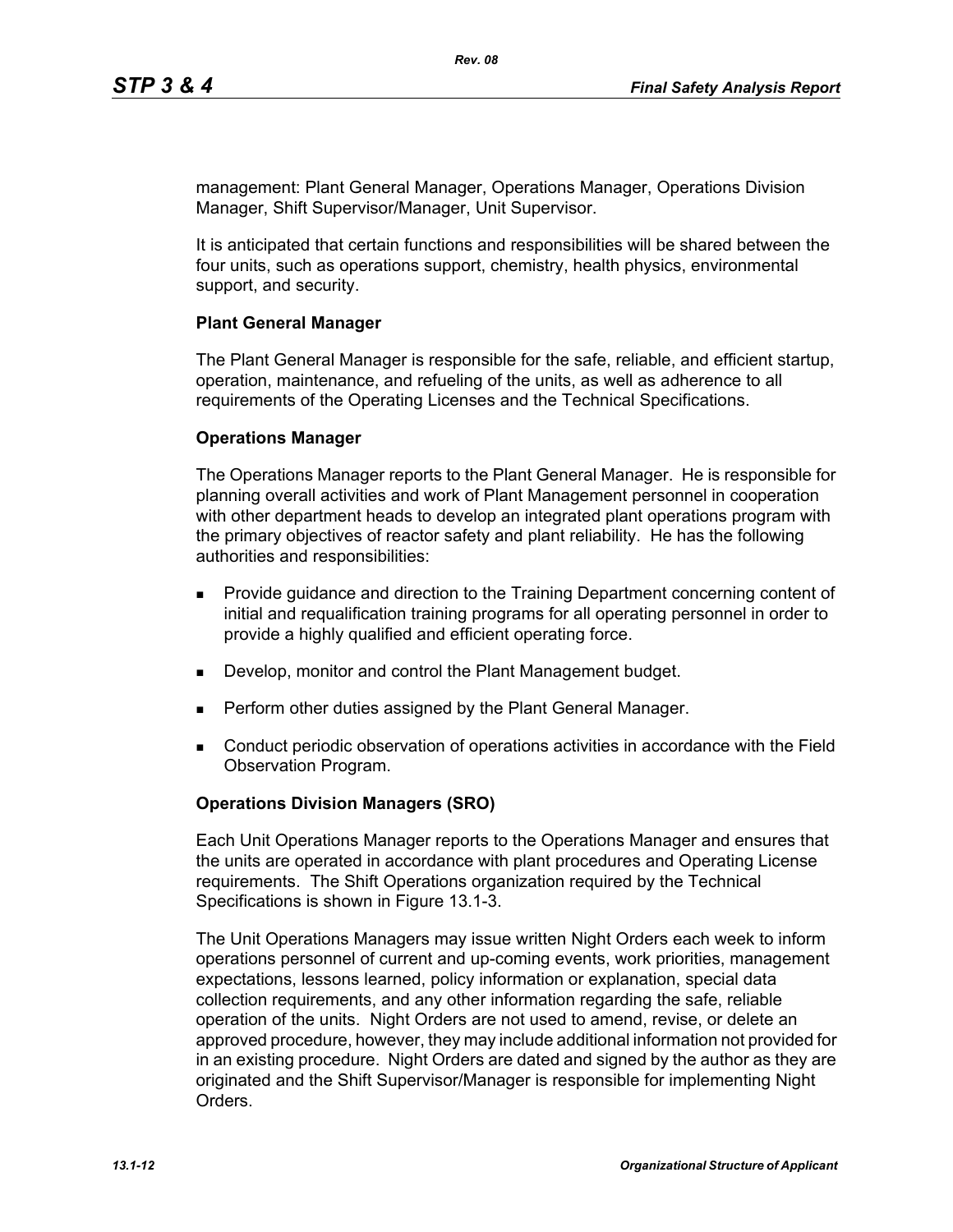management: Plant General Manager, Operations Manager, Operations Division Manager, Shift Supervisor/Manager, Unit Supervisor.

It is anticipated that certain functions and responsibilities will be shared between the four units, such as operations support, chemistry, health physics, environmental support, and security.

**Plant General Manager**

The Plant General Manager is responsible for the safe, reliable, and efficient startup, operation, maintenance, and refueling of the units, as well as adherence to all requirements of the Operating Licenses and the Technical Specifications.

**Operations Manager**

The Operations Manager reports to the Plant General Manager. He is responsible for planning overall activities and work of Plant Management personnel in cooperation with other department heads to develop an integrated plant operations program with the primary objectives of reactor safety and plant reliability. He has the following authorities and responsibilities:

- Provide guidance and direction to the Training Department concerning content of initial and requalification training programs for all operating personnel in order to provide a highly qualified and efficient operating force.
- Develop, monitor and control the Plant Management budget.
- Perform other duties assigned by the Plant General Manager.
- Conduct periodic observation of operations activities in accordance with the Field Observation Program.

**Operations Division Managers (SRO)**

Each Unit Operations Manager reports to the Operations Manager and ensures that the units are operated in accordance with plant procedures and Operating License requirements. The Shift Operations organization required by the Technical Specifications is shown in Figure 13.1-3.

The Unit Operations Managers may issue written Night Orders each week to inform operations personnel of current and up-coming events, work priorities, management expectations, lessons learned, policy information or explanation, special data collection requirements, and any other information regarding the safe, reliable operation of the units. Night Orders are not used to amend, revise, or delete an approved procedure, however, they may include additional information not provided for in an existing procedure. Night Orders are dated and signed by the author as they are originated and the Shift Supervisor/Manager is responsible for implementing Night Orders.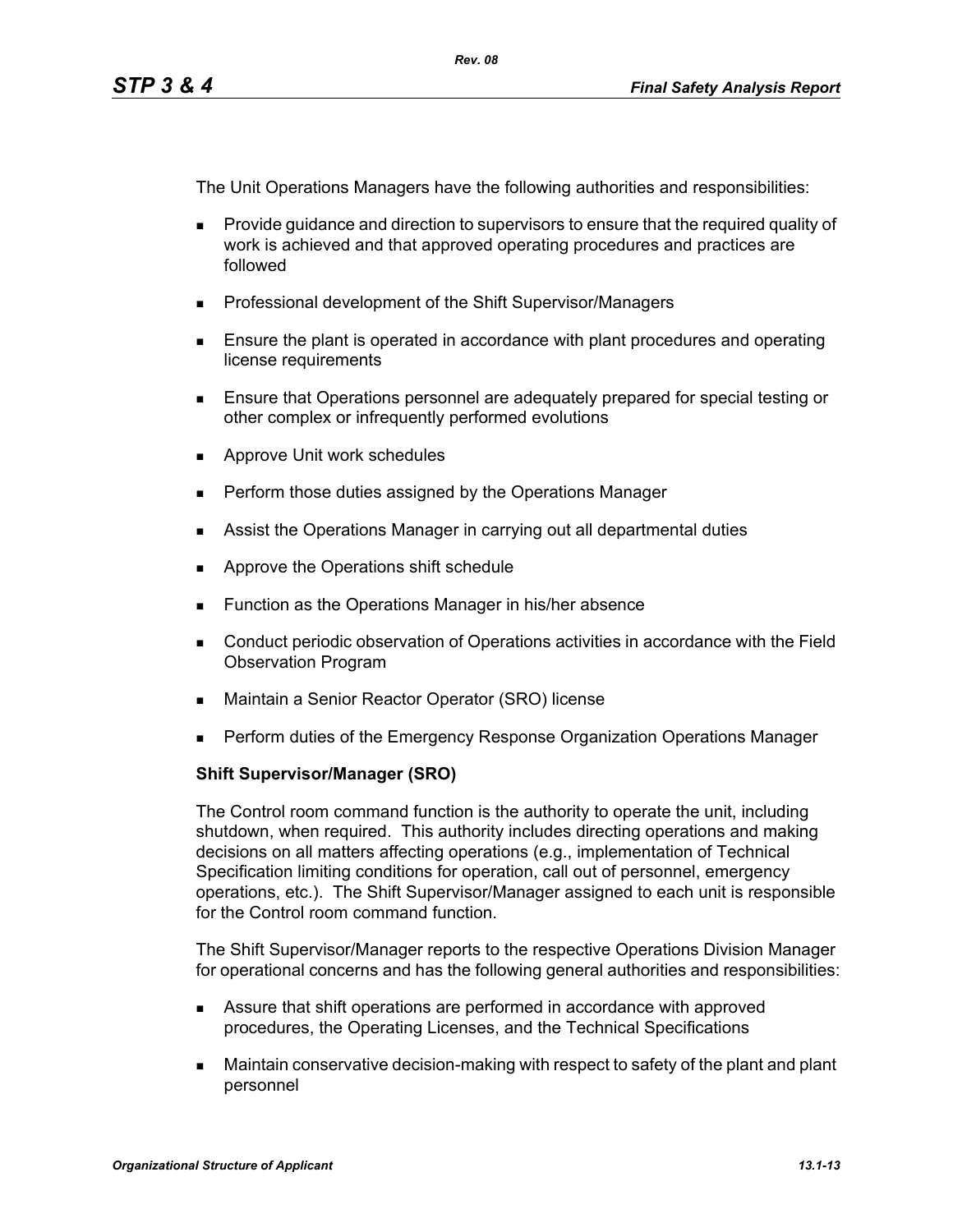The Unit Operations Managers have the following authorities and responsibilities:

- Provide guidance and direction to supervisors to ensure that the required quality of work is achieved and that approved operating procedures and practices are followed
- Professional development of the Shift Supervisor/Managers
- Ensure the plant is operated in accordance with plant procedures and operating license requirements
- Ensure that Operations personnel are adequately prepared for special testing or other complex or infrequently performed evolutions
- Approve Unit work schedules
- Perform those duties assigned by the Operations Manager
- Assist the Operations Manager in carrying out all departmental duties
- Approve the Operations shift schedule
- Function as the Operations Manager in his/her absence
- Conduct periodic observation of Operations activities in accordance with the Field Observation Program
- Maintain a Senior Reactor Operator (SRO) license
- Perform duties of the Emergency Response Organization Operations Manager

**Shift Supervisor/Manager (SRO)**

The Control room command function is the authority to operate the unit, including shutdown, when required. This authority includes directing operations and making decisions on all matters affecting operations (e.g., implementation of Technical Specification limiting conditions for operation, call out of personnel, emergency operations, etc.). The Shift Supervisor/Manager assigned to each unit is responsible for the Control room command function.

The Shift Supervisor/Manager reports to the respective Operations Division Manager for operational concerns and has the following general authorities and responsibilities:

- Assure that shift operations are performed in accordance with approved procedures, the Operating Licenses, and the Technical Specifications
- Maintain conservative decision-making with respect to safety of the plant and plant personnel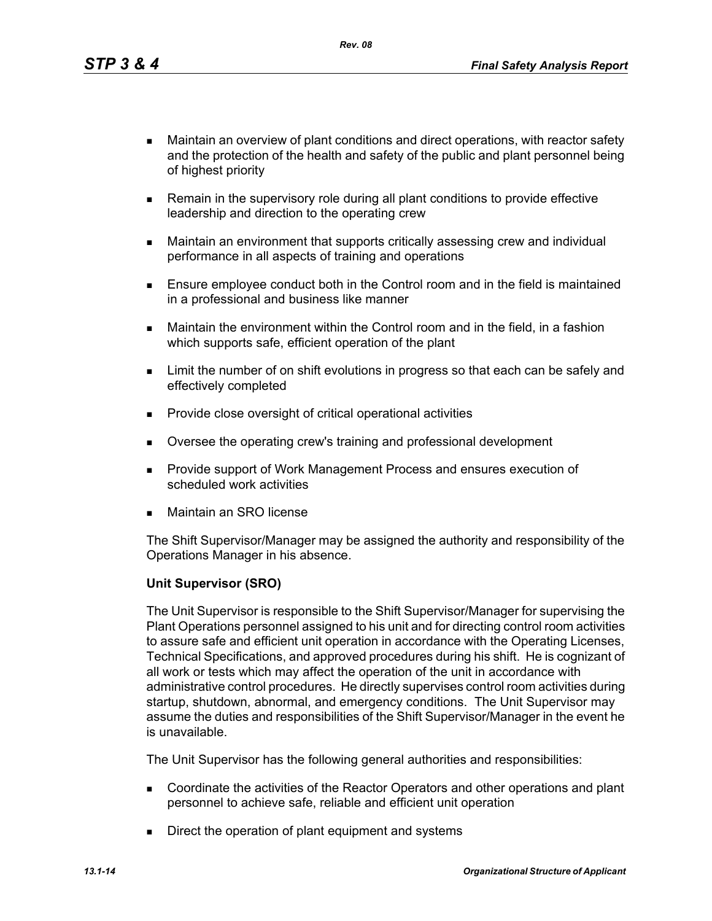- Maintain an overview of plant conditions and direct operations, with reactor safety and the protection of the health and safety of the public and plant personnel being of highest priority
- Remain in the supervisory role during all plant conditions to provide effective leadership and direction to the operating crew
- Maintain an environment that supports critically assessing crew and individual performance in all aspects of training and operations
- Ensure employee conduct both in the Control room and in the field is maintained in a professional and business like manner
- Maintain the environment within the Control room and in the field, in a fashion which supports safe, efficient operation of the plant
- Limit the number of on shift evolutions in progress so that each can be safely and effectively completed
- Provide close oversight of critical operational activities
- Oversee the operating crew's training and professional development
- Provide support of Work Management Process and ensures execution of scheduled work activities
- Maintain an SRO license

The Shift Supervisor/Manager may be assigned the authority and responsibility of the Operations Manager in his absence.

**Unit Supervisor (SRO)**

The Unit Supervisor is responsible to the Shift Supervisor/Manager for supervising the Plant Operations personnel assigned to his unit and for directing control room activities to assure safe and efficient unit operation in accordance with the Operating Licenses, Technical Specifications, and approved procedures during his shift. He is cognizant of all work or tests which may affect the operation of the unit in accordance with administrative control procedures. He directly supervises control room activities during startup, shutdown, abnormal, and emergency conditions. The Unit Supervisor may assume the duties and responsibilities of the Shift Supervisor/Manager in the event he is unavailable.

The Unit Supervisor has the following general authorities and responsibilities:

- Coordinate the activities of the Reactor Operators and other operations and plant personnel to achieve safe, reliable and efficient unit operation
- Direct the operation of plant equipment and systems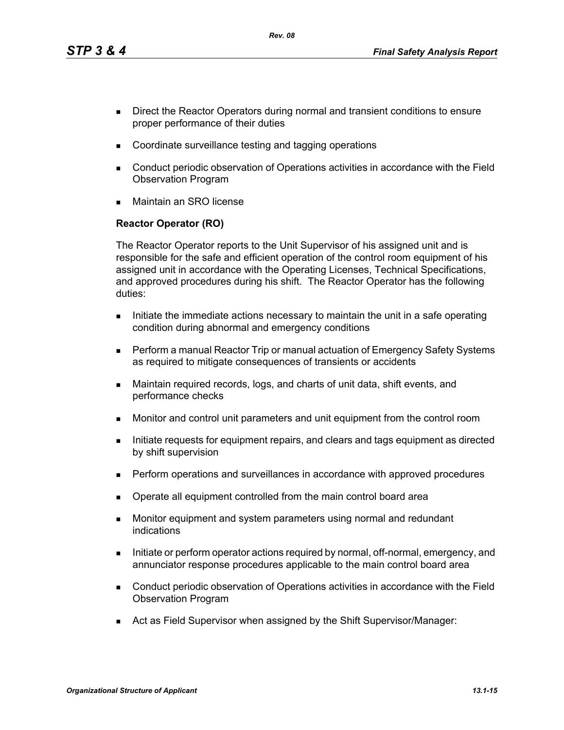- Direct the Reactor Operators during normal and transient conditions to ensure proper performance of their duties
- Coordinate surveillance testing and tagging operations
- Conduct periodic observation of Operations activities in accordance with the Field Observation Program
- Maintain an SRO license

**Reactor Operator (RO)**

The Reactor Operator reports to the Unit Supervisor of his assigned unit and is responsible for the safe and efficient operation of the control room equipment of his assigned unit in accordance with the Operating Licenses, Technical Specifications, and approved procedures during his shift. The Reactor Operator has the following duties:

- Initiate the immediate actions necessary to maintain the unit in a safe operating condition during abnormal and emergency conditions
- Perform a manual Reactor Trip or manual actuation of Emergency Safety Systems as required to mitigate consequences of transients or accidents
- Maintain required records, logs, and charts of unit data, shift events, and performance checks
- Monitor and control unit parameters and unit equipment from the control room
- Initiate requests for equipment repairs, and clears and tags equipment as directed by shift supervision
- Perform operations and surveillances in accordance with approved procedures
- Operate all equipment controlled from the main control board area
- Monitor equipment and system parameters using normal and redundant indications
- Initiate or perform operator actions required by normal, off-normal, emergency, and annunciator response procedures applicable to the main control board area
- Conduct periodic observation of Operations activities in accordance with the Field Observation Program
- Act as Field Supervisor when assigned by the Shift Supervisor/Manager: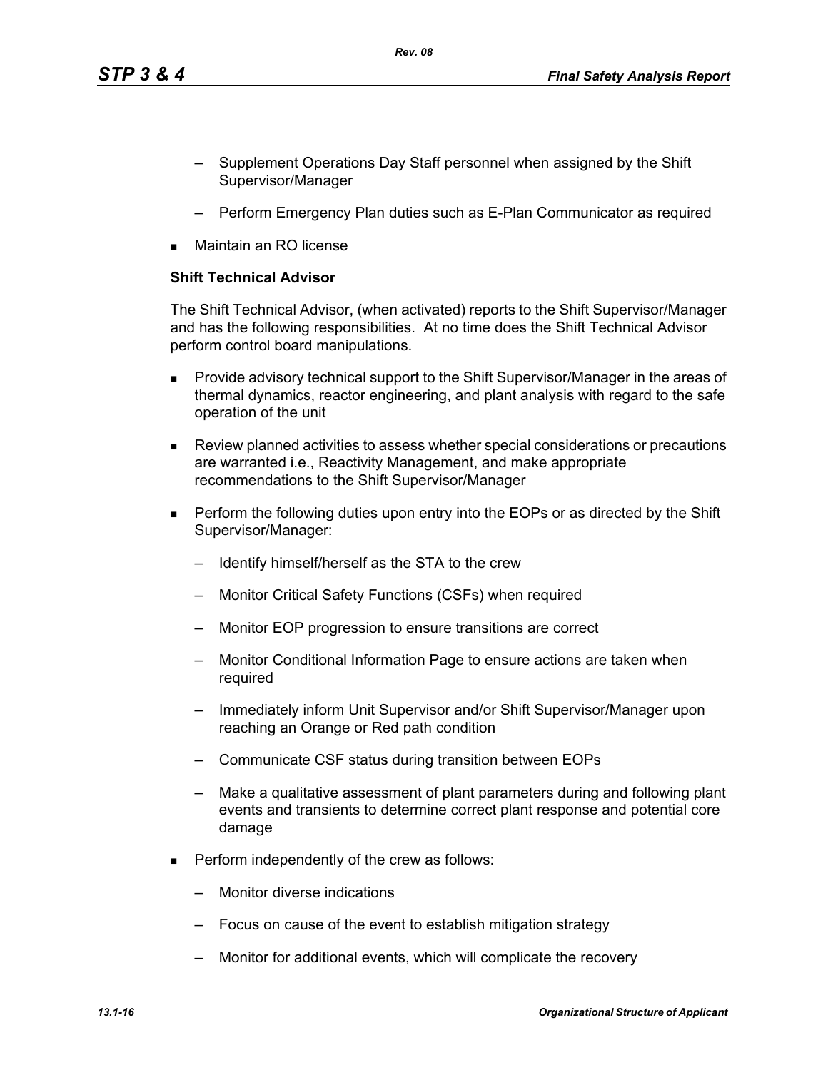- Supplement Operations Day Staff personnel when assigned by the Shift Supervisor/Manager
  - Perform Emergency Plan duties such as E-Plan Communicator as required
- Maintain an RO license

**Shift Technical Advisor**

The Shift Technical Advisor, (when activated) reports to the Shift Supervisor/Manager and has the following responsibilities. At no time does the Shift Technical Advisor perform control board manipulations.

- Provide advisory technical support to the Shift Supervisor/Manager in the areas of thermal dynamics, reactor engineering, and plant analysis with regard to the safe operation of the unit
- Review planned activities to assess whether special considerations or precautions are warranted i.e., Reactivity Management, and make appropriate recommendations to the Shift Supervisor/Manager
- Perform the following duties upon entry into the EOPs or as directed by the Shift Supervisor/Manager:
  - Identify himself/herself as the STA to the crew
  - Monitor Critical Safety Functions (CSFs) when required
  - Monitor EOP progression to ensure transitions are correct
  - Monitor Conditional Information Page to ensure actions are taken when required
  - Immediately inform Unit Supervisor and/or Shift Supervisor/Manager upon reaching an Orange or Red path condition
  - Communicate CSF status during transition between EOPs
  - Make a qualitative assessment of plant parameters during and following plant events and transients to determine correct plant response and potential core damage
- Perform independently of the crew as follows:
  - Monitor diverse indications
  - Focus on cause of the event to establish mitigation strategy
  - Monitor for additional events, which will complicate the recovery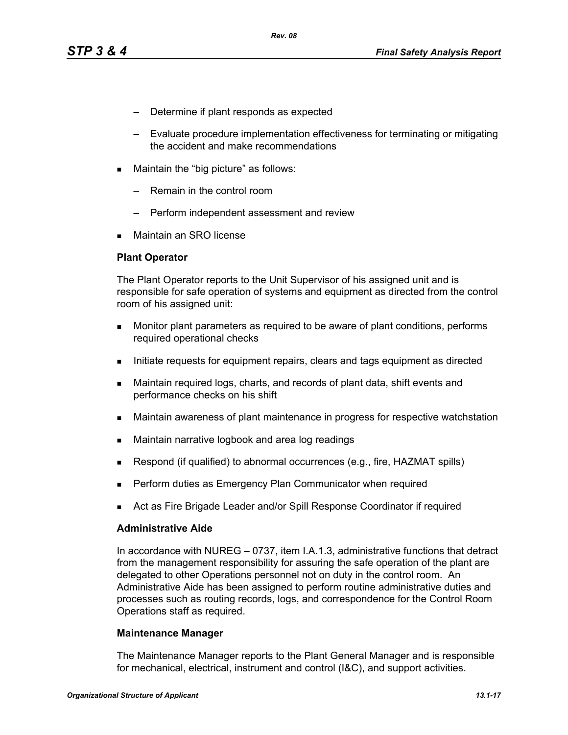- Determine if plant responds as expected
  - Evaluate procedure implementation effectiveness for terminating or mitigating the accident and make recommendations

- Maintain the "big picture" as follows:
  - Remain in the control room
  - Perform independent assessment and review

- Maintain an SRO license

**Plant Operator**

The Plant Operator reports to the Unit Supervisor of his assigned unit and is responsible for safe operation of systems and equipment as directed from the control room of his assigned unit:

- Monitor plant parameters as required to be aware of plant conditions, performs required operational checks
- Initiate requests for equipment repairs, clears and tags equipment as directed
- Maintain required logs, charts, and records of plant data, shift events and performance checks on his shift
- Maintain awareness of plant maintenance in progress for respective watchstation
- Maintain narrative logbook and area log readings
- Respond (if qualified) to abnormal occurrences (e.g., fire, HAZMAT spills)
- Perform duties as Emergency Plan Communicator when required
- Act as Fire Brigade Leader and/or Spill Response Coordinator if required

**Administrative Aide**

In accordance with NUREG – 0737, item I.A.1.3, administrative functions that detract from the management responsibility for assuring the safe operation of the plant are delegated to other Operations personnel not on duty in the control room. An Administrative Aide has been assigned to perform routine administrative duties and processes such as routing records, logs, and correspondence for the Control Room Operations staff as required.

**Maintenance Manager**

The Maintenance Manager reports to the Plant General Manager and is responsible for mechanical, electrical, instrument and control (I&C), and support activities.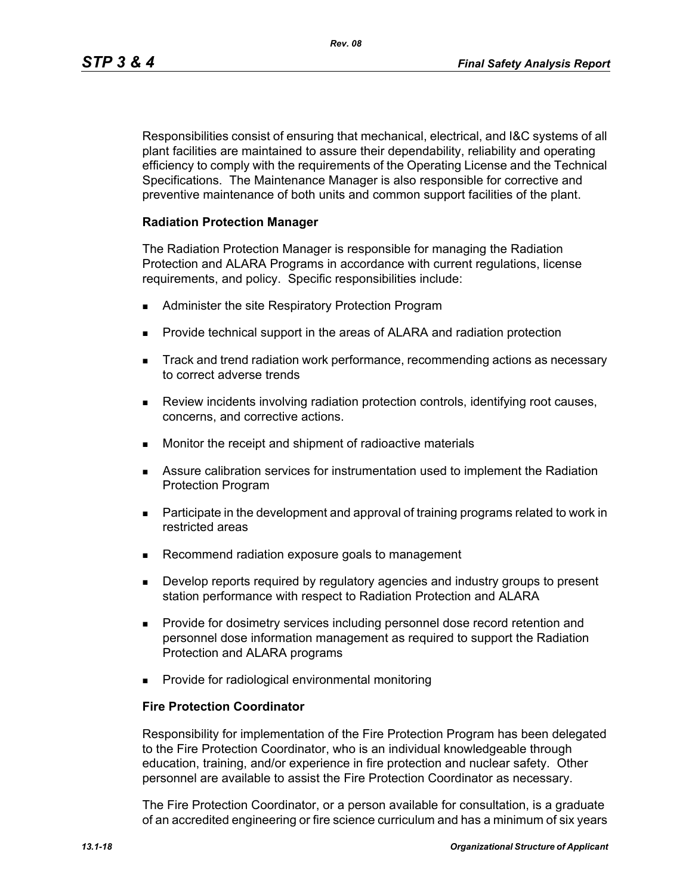Responsibilities consist of ensuring that mechanical, electrical, and I&C systems of all plant facilities are maintained to assure their dependability, reliability and operating efficiency to comply with the requirements of the Operating License and the Technical Specifications. The Maintenance Manager is also responsible for corrective and preventive maintenance of both units and common support facilities of the plant.

**Radiation Protection Manager**

The Radiation Protection Manager is responsible for managing the Radiation Protection and ALARA Programs in accordance with current regulations, license requirements, and policy. Specific responsibilities include:

- Administer the site Respiratory Protection Program
- Provide technical support in the areas of ALARA and radiation protection
- Track and trend radiation work performance, recommending actions as necessary to correct adverse trends
- Review incidents involving radiation protection controls, identifying root causes, concerns, and corrective actions.
- Monitor the receipt and shipment of radioactive materials
- Assure calibration services for instrumentation used to implement the Radiation Protection Program
- Participate in the development and approval of training programs related to work in restricted areas
- Recommend radiation exposure goals to management
- Develop reports required by regulatory agencies and industry groups to present station performance with respect to Radiation Protection and ALARA
- Provide for dosimetry services including personnel dose record retention and personnel dose information management as required to support the Radiation Protection and ALARA programs
- Provide for radiological environmental monitoring

**Fire Protection Coordinator**

Responsibility for implementation of the Fire Protection Program has been delegated to the Fire Protection Coordinator, who is an individual knowledgeable through education, training, and/or experience in fire protection and nuclear safety. Other personnel are available to assist the Fire Protection Coordinator as necessary.

The Fire Protection Coordinator, or a person available for consultation, is a graduate of an accredited engineering or fire science curriculum and has a minimum of six years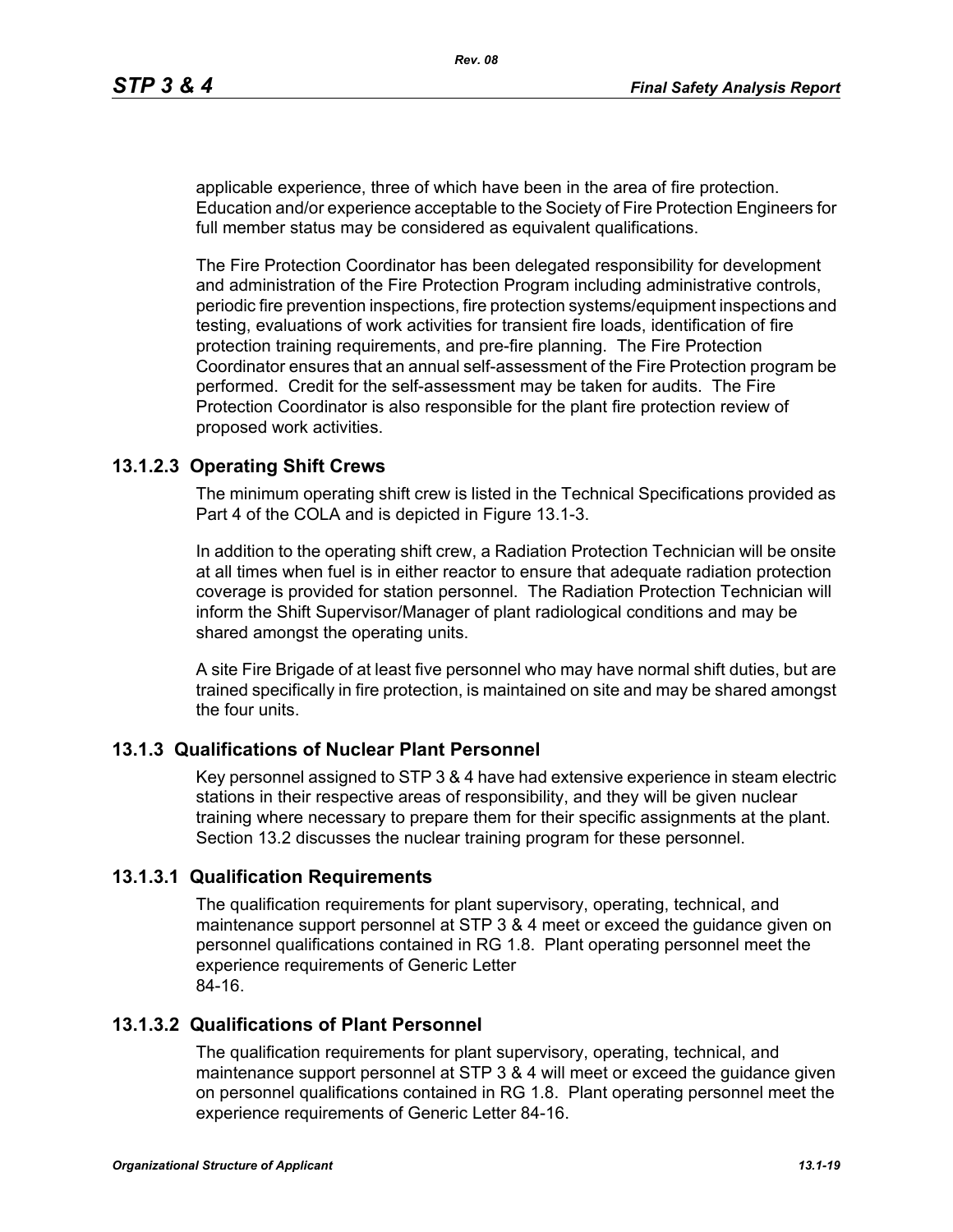applicable experience, three of which have been in the area of fire protection. Education and/or experience acceptable to the Society of Fire Protection Engineers for full member status may be considered as equivalent qualifications.

The Fire Protection Coordinator has been delegated responsibility for development and administration of the Fire Protection Program including administrative controls, periodic fire prevention inspections, fire protection systems/equipment inspections and testing, evaluations of work activities for transient fire loads, identification of fire protection training requirements, and pre-fire planning. The Fire Protection Coordinator ensures that an annual self-assessment of the Fire Protection program be performed. Credit for the self-assessment may be taken for audits. The Fire Protection Coordinator is also responsible for the plant fire protection review of proposed work activities.

### 13.1.2.3 Operating Shift Crews

The minimum operating shift crew is listed in the Technical Specifications provided as Part 4 of the COLA and is depicted in Figure 13.1-3.

In addition to the operating shift crew, a Radiation Protection Technician will be onsite at all times when fuel is in either reactor to ensure that adequate radiation protection coverage is provided for station personnel. The Radiation Protection Technician will inform the Shift Supervisor/Manager of plant radiological conditions and may be shared amongst the operating units.

A site Fire Brigade of at least five personnel who may have normal shift duties, but are trained specifically in fire protection, is maintained on site and may be shared amongst the four units.

## 13.1.3 Qualifications of Nuclear Plant Personnel

Key personnel assigned to STP 3 & 4 have had extensive experience in steam electric stations in their respective areas of responsibility, and they will be given nuclear training where necessary to prepare them for their specific assignments at the plant. Section 13.2 discusses the nuclear training program for these personnel.

### 13.1.3.1 Qualification Requirements

The qualification requirements for plant supervisory, operating, technical, and maintenance support personnel at STP 3 & 4 meet or exceed the guidance given on personnel qualifications contained in RG 1.8. Plant operating personnel meet the experience requirements of Generic Letter 84-16.

### 13.1.3.2 Qualifications of Plant Personnel

The qualification requirements for plant supervisory, operating, technical, and maintenance support personnel at STP 3 & 4 will meet or exceed the guidance given on personnel qualifications contained in RG 1.8. Plant operating personnel meet the experience requirements of Generic Letter 84-16.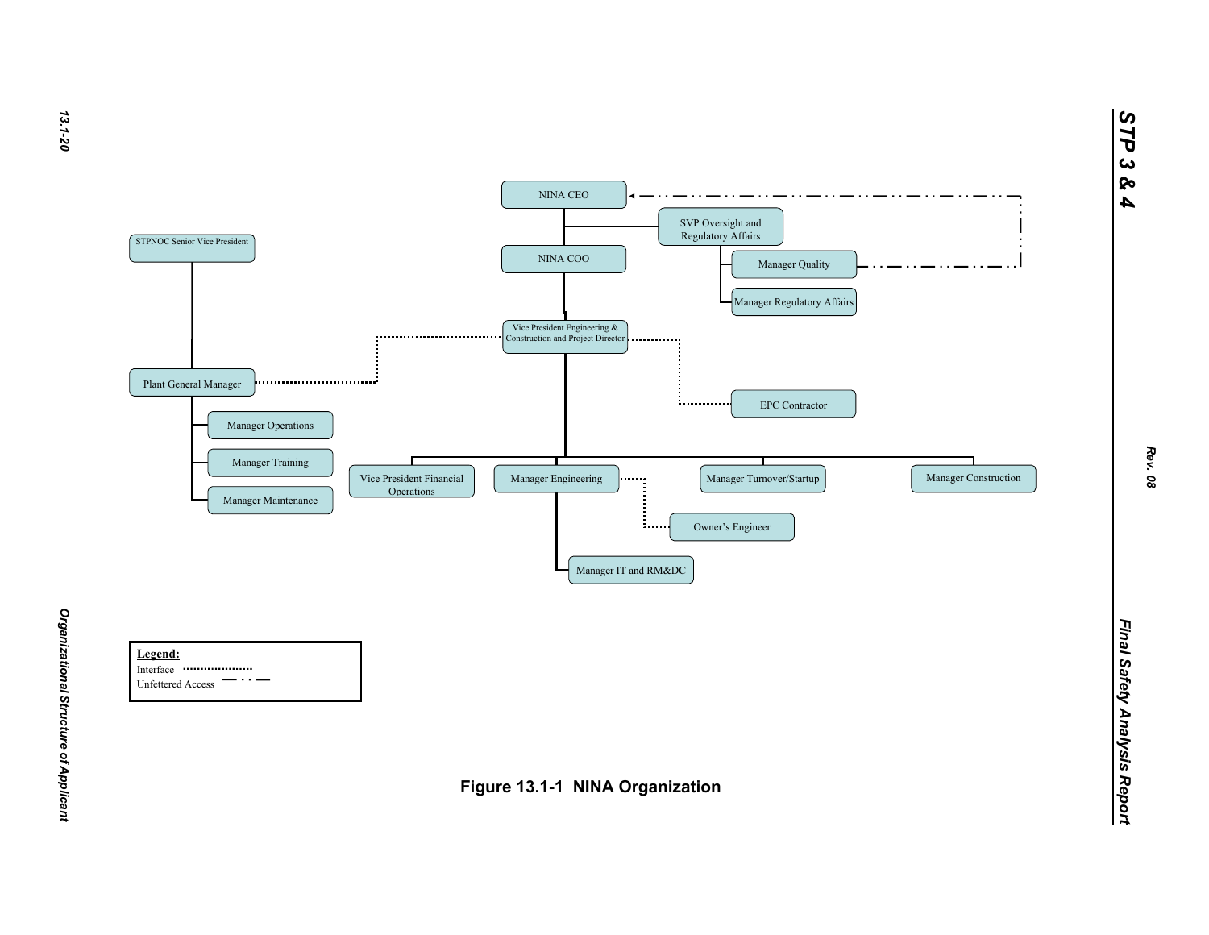NINA CEO

NINA COO

SVP Oversight and Regulatory Affairs

Manager Quality

Manager Regulatory Affairs

STPNOC Senior Vice President

Vice President Engineering & Construction and Project Director

Plant General Manager

EPC Contractor

Manager Operations

Manager Training

Manager Maintenance

Vice President Financial Operations

Manager Engineering

Manager Turnover/Startup

Manager Construction

Owner's Engineer

Manager IT and RM&DC

**Legend:**

Interface ..................

Unfettered Access — · · —

**Figure 13.1-1 NINA Organization**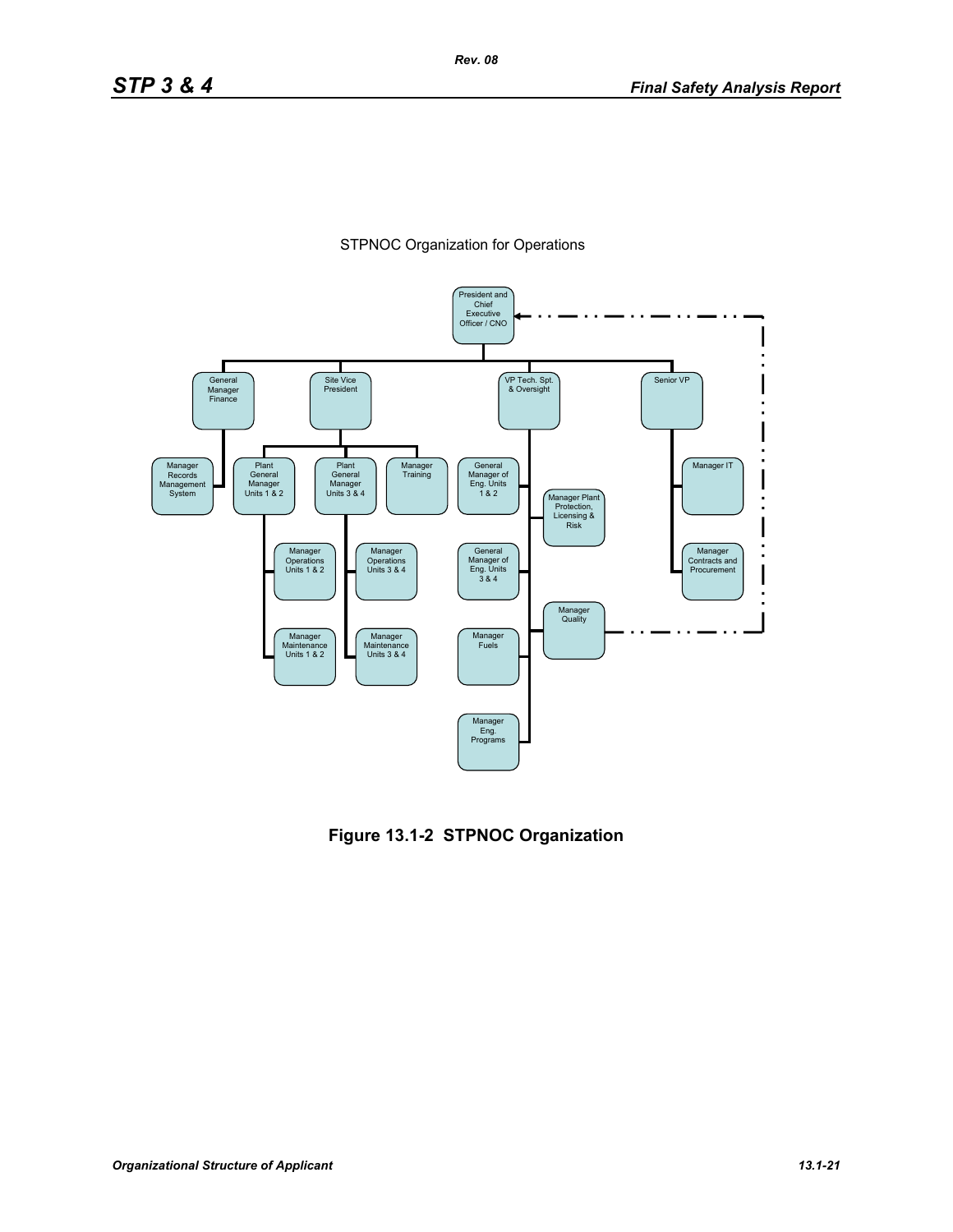STPNOC Organization for Operations

- President and Chief Executive Officer / CNO
  - General Manager Finance
    - Manager Records Management System
  - Site Vice President
    - Plant General Manager Units 1 & 2
      - Manager Operations Units 1 & 2
      - Manager Maintenance Units 1 & 2
    - Plant General Manager Units 3 & 4
      - Manager Operations Units 3 & 4
      - Manager Maintenance Units 3 & 4
    - Manager Training
  - VP Tech. Spt. & Oversight
    - General Manager of Eng. Units 1 & 2
    - Manager Plant Protection, Licensing & Risk
    - General Manager of Eng. Units 3 & 4
    - Manager Quality (dashed line to President and Chief Executive Officer / CNO)
    - Manager Fuels
    - Manager Eng. Programs
  - Senior VP
    - Manager IT
    - Manager Contracts and Procurement

**Figure 13.1-2 STPNOC Organization**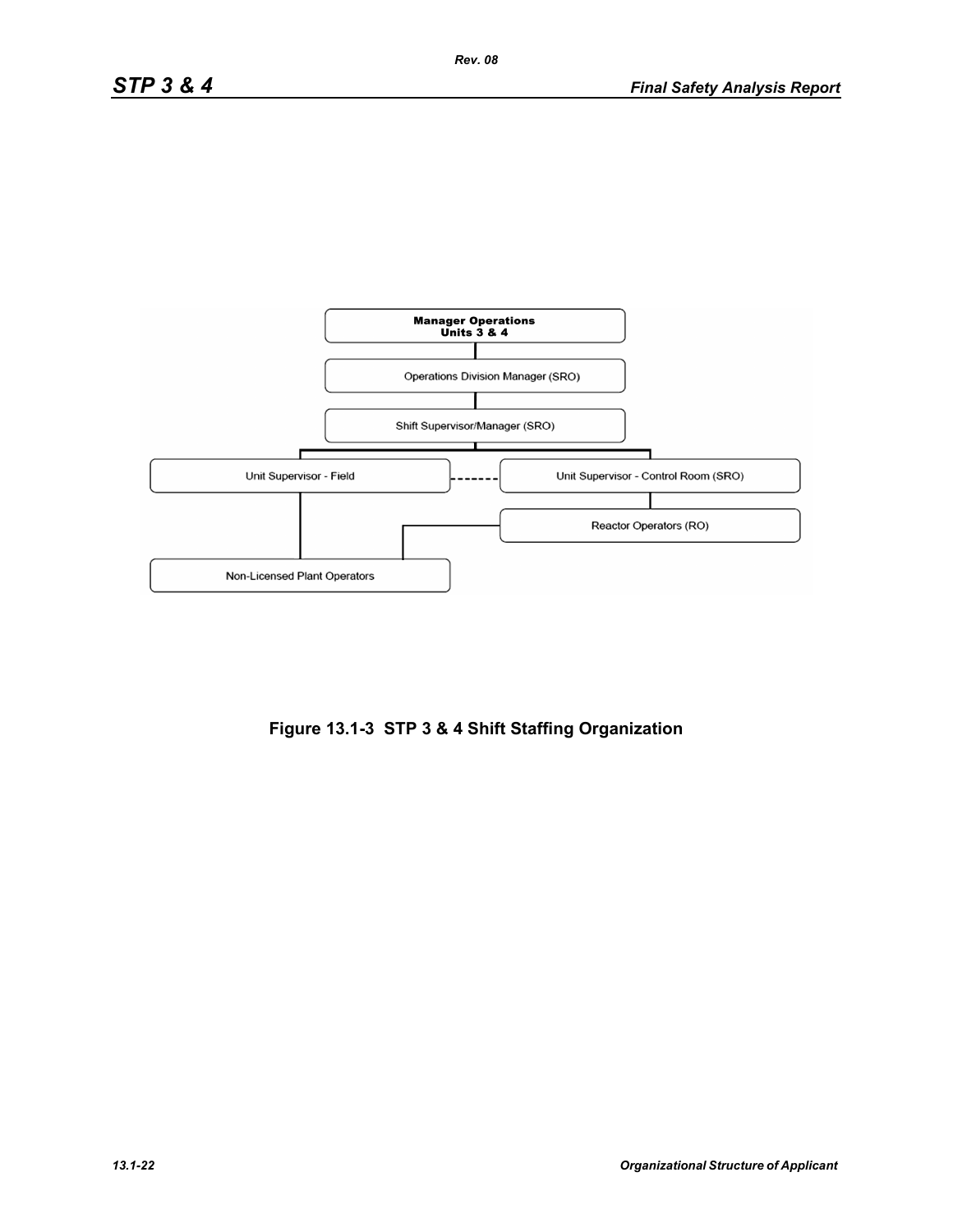Manager Operations
Units 3 & 4

Operations Division Manager (SRO)

Shift Supervisor/Manager (SRO)

Unit Supervisor - Field

Unit Supervisor - Control Room (SRO)

Reactor Operators (RO)

Non-Licensed Plant Operators

**Figure 13.1-3 STP 3 & 4 Shift Staffing Organization**